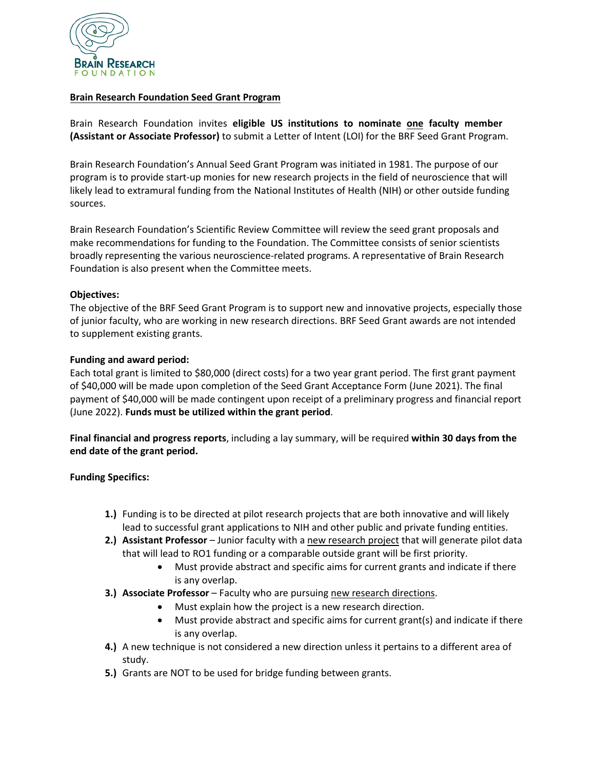Brain Research Foundation

**Brain Research Foundation Seed Grant Program**

Brain Research Foundation invites **eligible US institutions to nominate one faculty member (Assistant or Associate Professor)** to submit a Letter of Intent (LOI) for the BRF Seed Grant Program.

Brain Research Foundation's Annual Seed Grant Program was initiated in 1981. The purpose of our program is to provide start-up monies for new research projects in the field of neuroscience that will likely lead to extramural funding from the National Institutes of Health (NIH) or other outside funding sources.

Brain Research Foundation's Scientific Review Committee will review the seed grant proposals and make recommendations for funding to the Foundation. The Committee consists of senior scientists broadly representing the various neuroscience-related programs. A representative of Brain Research Foundation is also present when the Committee meets.

**Objectives:**
The objective of the BRF Seed Grant Program is to support new and innovative projects, especially those of junior faculty, who are working in new research directions. BRF Seed Grant awards are not intended to supplement existing grants.

**Funding and award period:**
Each total grant is limited to $80,000 (direct costs) for a two year grant period. The first grant payment of $40,000 will be made upon completion of the Seed Grant Acceptance Form (June 2021). The final payment of $40,000 will be made contingent upon receipt of a preliminary progress and financial report (June 2022). **Funds must be utilized within the grant period**.

**Final financial and progress reports**, including a lay summary, will be required **within 30 days from the end date of the grant period.**

**Funding Specifics:**

1.) Funding is to be directed at pilot research projects that are both innovative and will likely lead to successful grant applications to NIH and other public and private funding entities.
2.) **Assistant Professor** – Junior faculty with a new research project that will generate pilot data that will lead to RO1 funding or a comparable outside grant will be first priority.
    - Must provide abstract and specific aims for current grants and indicate if there is any overlap.
3.) **Associate Professor** – Faculty who are pursuing new research directions.
    - Must explain how the project is a new research direction.
    - Must provide abstract and specific aims for current grant(s) and indicate if there is any overlap.
4.) A new technique is not considered a new direction unless it pertains to a different area of study.
5.) Grants are NOT to be used for bridge funding between grants.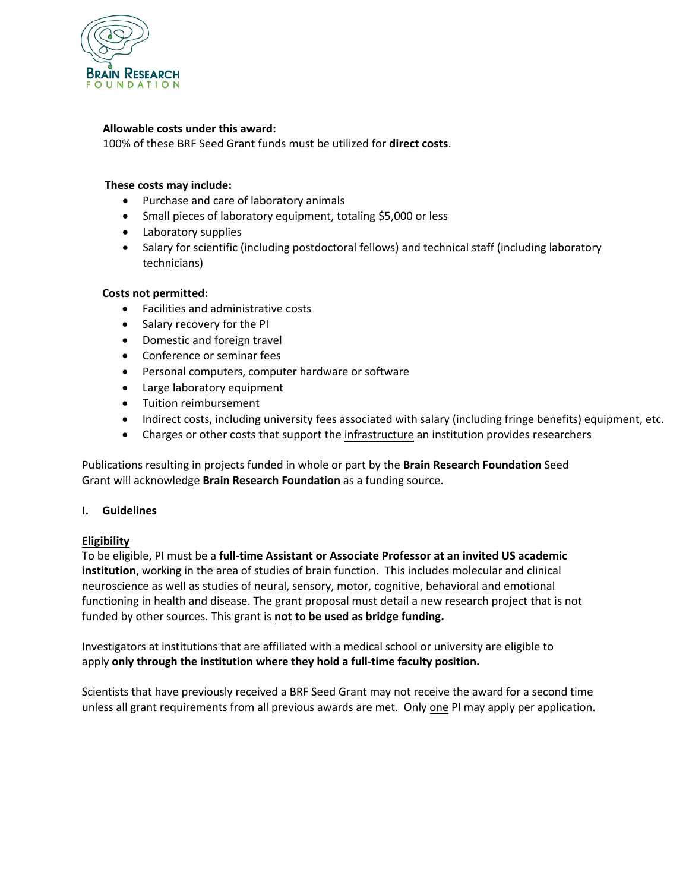**Allowable costs under this award:**
100% of these BRF Seed Grant funds must be utilized for **direct costs**.

**These costs may include:**

- Purchase and care of laboratory animals
- Small pieces of laboratory equipment, totaling $5,000 or less
- Laboratory supplies
- Salary for scientific (including postdoctoral fellows) and technical staff (including laboratory technicians)

**Costs not permitted:**

- Facilities and administrative costs
- Salary recovery for the PI
- Domestic and foreign travel
- Conference or seminar fees
- Personal computers, computer hardware or software
- Large laboratory equipment
- Tuition reimbursement
- Indirect costs, including university fees associated with salary (including fringe benefits) equipment, etc.
- Charges or other costs that support the <u>infrastructure</u> an institution provides researchers

Publications resulting in projects funded in whole or part by the **Brain Research Foundation** Seed Grant will acknowledge **Brain Research Foundation** as a funding source.

## I. Guidelines

<u>**Eligibility**</u>
To be eligible, PI must be a **full-time Assistant or Associate Professor at an invited US academic institution**, working in the area of studies of brain function. This includes molecular and clinical neuroscience as well as studies of neural, sensory, motor, cognitive, behavioral and emotional functioning in health and disease. The grant proposal must detail a new research project that is not funded by other sources. This grant is <u>**not**</u> **to be used as bridge funding.**

Investigators at institutions that are affiliated with a medical school or university are eligible to apply **only through the institution where they hold a full-time faculty position.**

Scientists that have previously received a BRF Seed Grant may not receive the award for a second time unless all grant requirements from all previous awards are met. Only <u>one</u> PI may apply per application.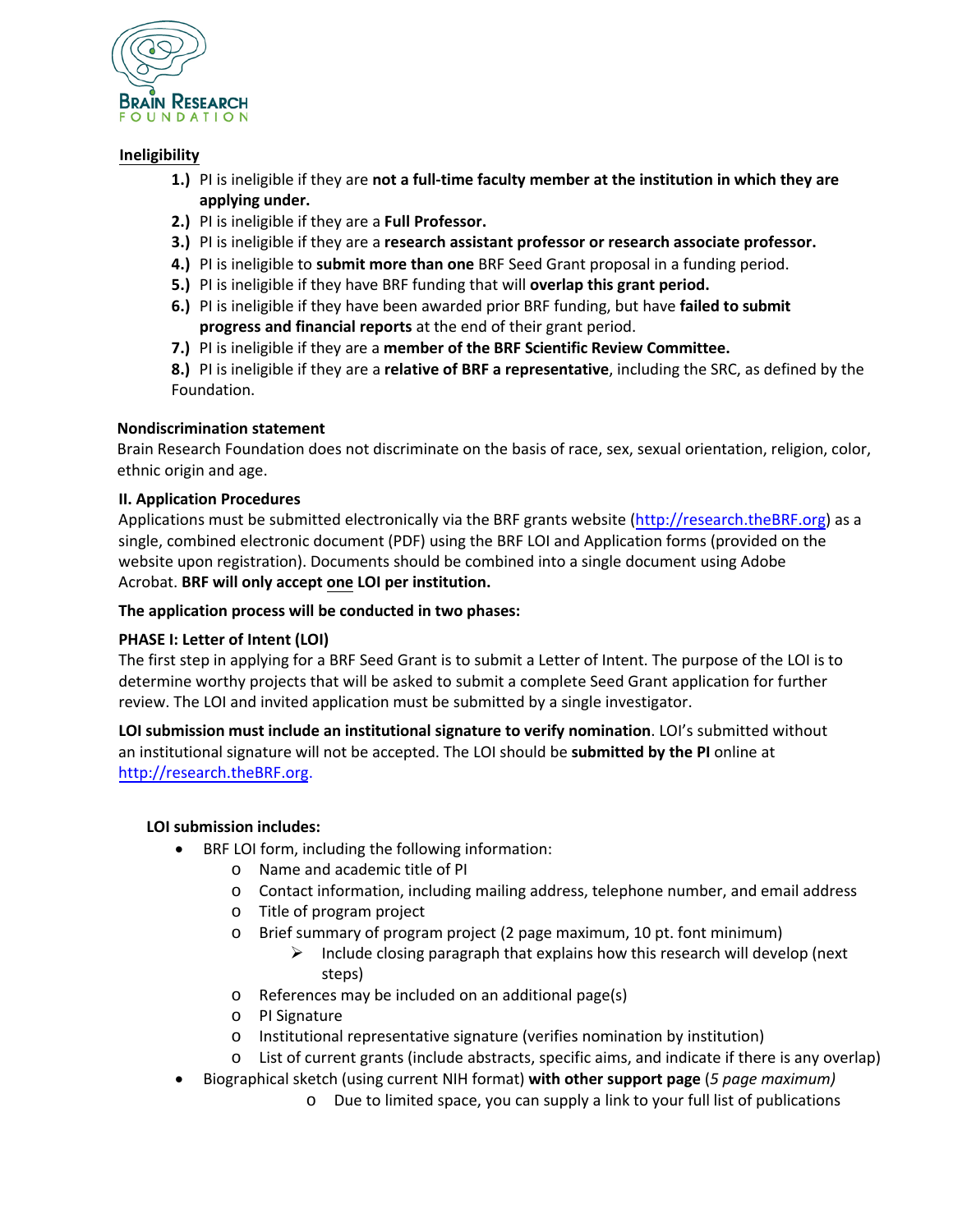## Ineligibility

1.) PI is ineligible if they are **not a full-time faculty member at the institution in which they are applying under.**
2.) PI is ineligible if they are a **Full Professor.**
3.) PI is ineligible if they are a **research assistant professor or research associate professor.**
4.) PI is ineligible to **submit more than one** BRF Seed Grant proposal in a funding period.
5.) PI is ineligible if they have BRF funding that will **overlap this grant period.**
6.) PI is ineligible if they have been awarded prior BRF funding, but have **failed to submit progress and financial reports** at the end of their grant period.
7.) PI is ineligible if they are a **member of the BRF Scientific Review Committee.**
8.) PI is ineligible if they are a **relative of BRF a representative**, including the SRC, as defined by the Foundation.

### Nondiscrimination statement

Brain Research Foundation does not discriminate on the basis of race, sex, sexual orientation, religion, color, ethnic origin and age.

## II. Application Procedures

Applications must be submitted electronically via the BRF grants website (http://research.theBRF.org) as a single, combined electronic document (PDF) using the BRF LOI and Application forms (provided on the website upon registration). Documents should be combined into a single document using Adobe Acrobat. **BRF will only accept one LOI per institution.**

**The application process will be conducted in two phases:**

### PHASE I: Letter of Intent (LOI)

The first step in applying for a BRF Seed Grant is to submit a Letter of Intent. The purpose of the LOI is to determine worthy projects that will be asked to submit a complete Seed Grant application for further review. The LOI and invited application must be submitted by a single investigator.

**LOI submission must include an institutional signature to verify nomination**. LOI's submitted without an institutional signature will not be accepted. The LOI should be **submitted by the PI** online at http://research.theBRF.org.

**LOI submission includes:**

- BRF LOI form, including the following information:
  - Name and academic title of PI
  - Contact information, including mailing address, telephone number, and email address
  - Title of program project
  - Brief summary of program project (2 page maximum, 10 pt. font minimum)
    - Include closing paragraph that explains how this research will develop (next steps)
  - References may be included on an additional page(s)
  - PI Signature
  - Institutional representative signature (verifies nomination by institution)
  - List of current grants (include abstracts, specific aims, and indicate if there is any overlap)
- Biographical sketch (using current NIH format) **with other support page** (*5 page maximum)*
  - Due to limited space, you can supply a link to your full list of publications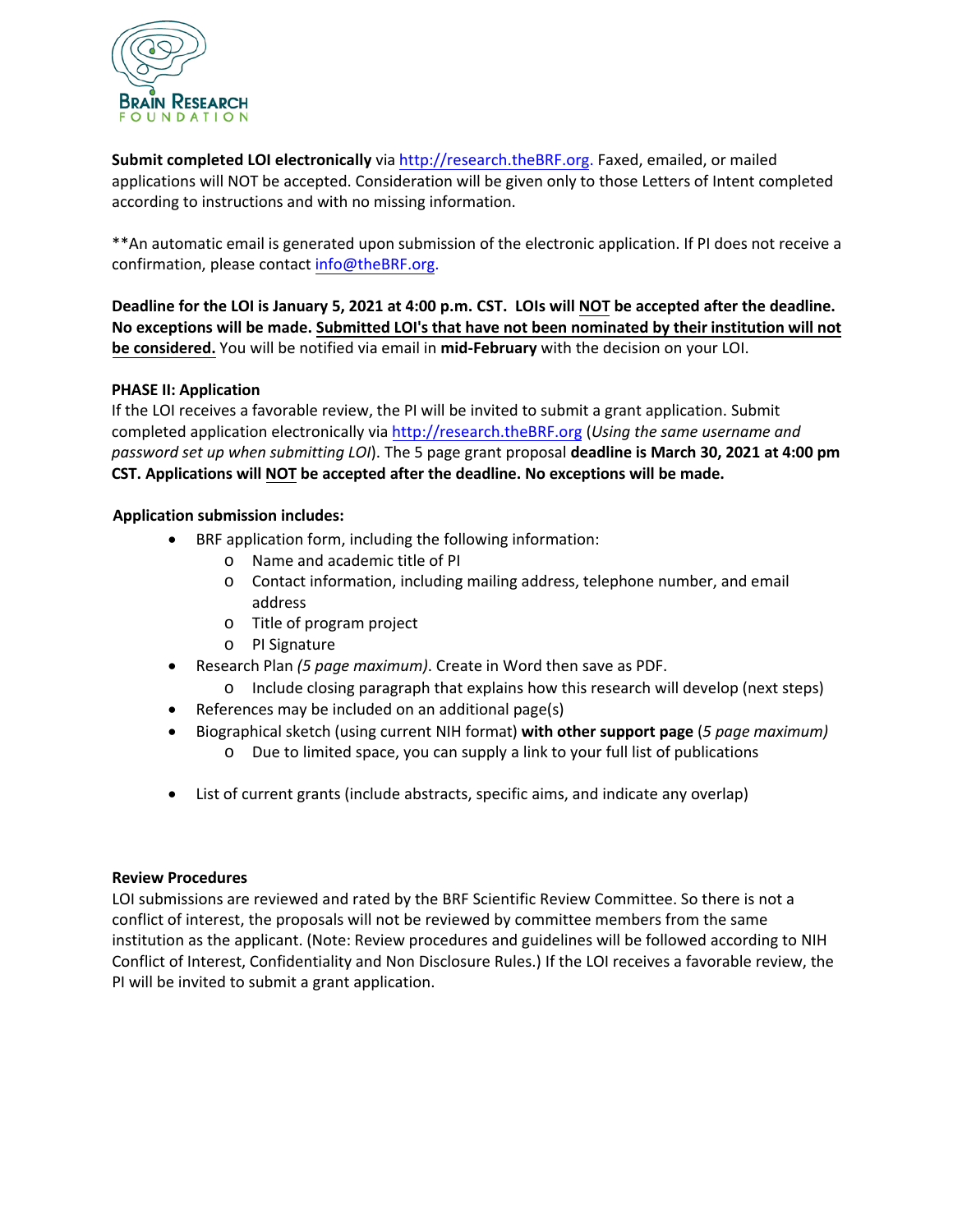**Submit completed LOI electronically** via http://research.theBRF.org. Faxed, emailed, or mailed applications will NOT be accepted. Consideration will be given only to those Letters of Intent completed according to instructions and with no missing information.

**An automatic email is generated upon submission of the electronic application. If PI does not receive a confirmation, please contact info@theBRF.org.

**Deadline for the LOI is January 5, 2021 at 4:00 p.m. CST. LOIs will NOT be accepted after the deadline. No exceptions will be made. Submitted LOI's that have not been nominated by their institution will not be considered.** You will be notified via email in **mid-February** with the decision on your LOI.

**PHASE II: Application**

If the LOI receives a favorable review, the PI will be invited to submit a grant application. Submit completed application electronically via http://research.theBRF.org (*Using the same username and password set up when submitting LOI*). The 5 page grant proposal **deadline is March 30, 2021 at 4:00 pm CST. Applications will NOT be accepted after the deadline. No exceptions will be made.**

**Application submission includes:**

- BRF application form, including the following information:
  - Name and academic title of PI
  - Contact information, including mailing address, telephone number, and email address
  - Title of program project
  - PI Signature
- Research Plan *(5 page maximum)*. Create in Word then save as PDF.
  - Include closing paragraph that explains how this research will develop (next steps)
- References may be included on an additional page(s)
- Biographical sketch (using current NIH format) **with other support page** (*5 page maximum)*
  - Due to limited space, you can supply a link to your full list of publications
- List of current grants (include abstracts, specific aims, and indicate any overlap)

**Review Procedures**

LOI submissions are reviewed and rated by the BRF Scientific Review Committee. So there is not a conflict of interest, the proposals will not be reviewed by committee members from the same institution as the applicant. (Note: Review procedures and guidelines will be followed according to NIH Conflict of Interest, Confidentiality and Non Disclosure Rules.) If the LOI receives a favorable review, the PI will be invited to submit a grant application.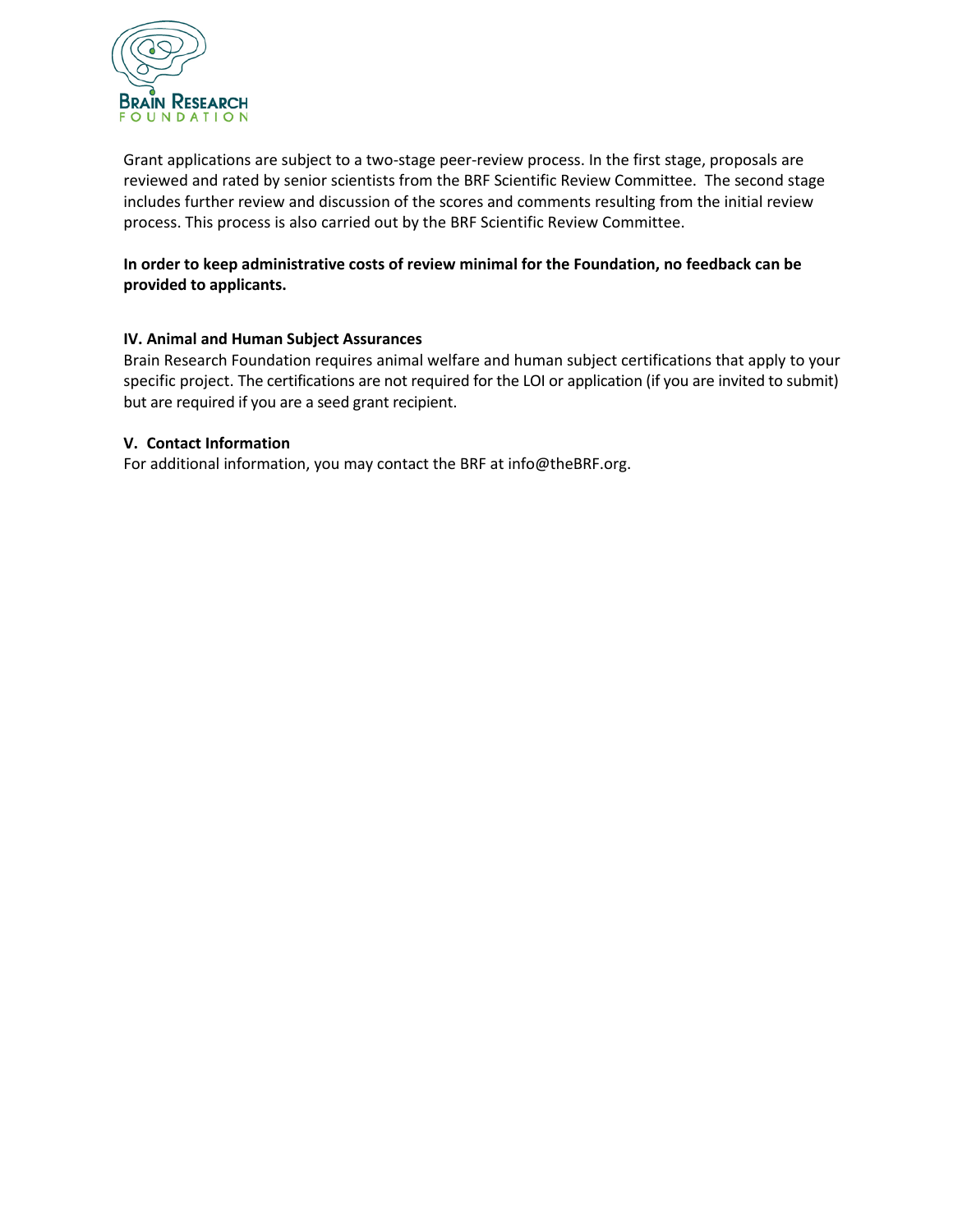Grant applications are subject to a two-stage peer-review process. In the first stage, proposals are reviewed and rated by senior scientists from the BRF Scientific Review Committee. The second stage includes further review and discussion of the scores and comments resulting from the initial review process. This process is also carried out by the BRF Scientific Review Committee.

**In order to keep administrative costs of review minimal for the Foundation, no feedback can be provided to applicants.**

### IV. Animal and Human Subject Assurances

Brain Research Foundation requires animal welfare and human subject certifications that apply to your specific project. The certifications are not required for the LOI or application (if you are invited to submit) but are required if you are a seed grant recipient.

### V. Contact Information

For additional information, you may contact the BRF at info@theBRF.org.